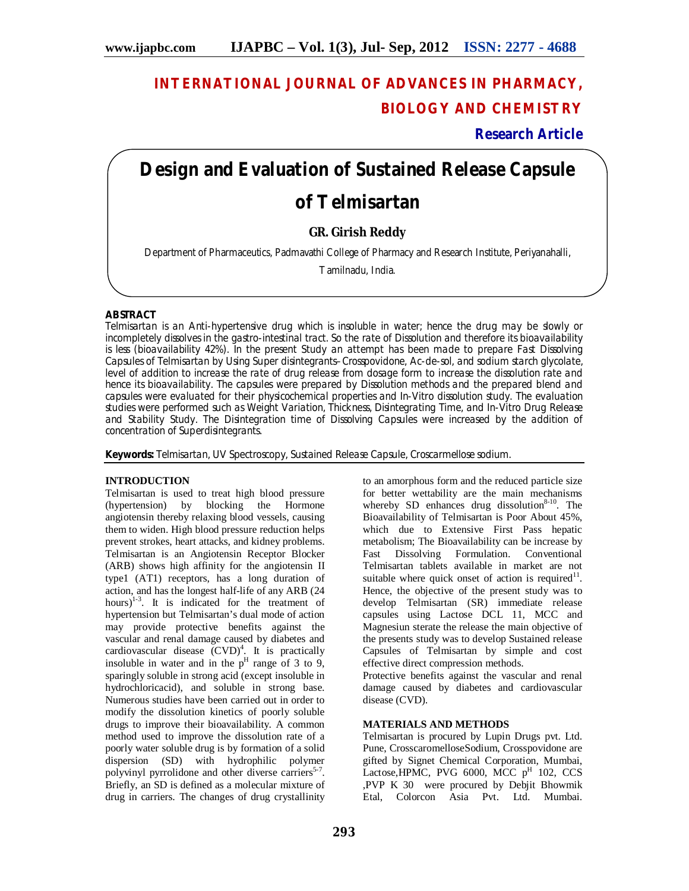# INTERNATIONAL JOURNAL OF ADVANCES IN PHARMACY, BIOLOGY AND CHEMISTRY

**Research Article**

# Design and Evaluation of Sustained Release Capsule of Telmisartan

**GR. Girish Reddy**

Department of Pharmaceutics, Padmavathi College of Pharmacy and Research Institute, Periyanahalli, Tamilnadu, India.

## ABSTRACT

Telmisartan is an Anti-hypertensive drug which is insoluble in water; hence the drug may be slowly or incompletely dissolves in the gastro-intestinal tract. So the rate of Dissolution and therefore its bioavailability is less (bioavailability 42%). In the present Study an attempt has been made to prepare Fast Dissolving Capsules of Telmisartan by Using Super disintegrants– Crosspovidone, Ac-de-sol, and sodium starch glycolate, level of addition to increase the rate of drug release from dosage form to increase the dissolution rate and hence its bioavailability. The capsules were prepared by Dissolution methods and the prepared blend and capsules were evaluated for their physicochemical properties and In-Vitro dissolution study. The evaluation studies were performed such as Weight Variation, Thickness, Disintegrating Time, and In-Vitro Drug Release and Stability Study. The Disintegration time of Dissolving Capsules were increased by the addition of concentration of Superdisintegrants.

**Keywords:** Telmisartan, UV Spectroscopy, Sustained Release Capsule, Croscarmellose sodium.

## INTRODUCTION

Telmisartan is used to treat high blood pressure (hypertension) by blocking the Hormone angiotensin thereby relaxing blood vessels, causing them to widen. High blood pressure reduction helps prevent strokes, heart attacks, and kidney problems. Telmisartan is an Angiotensin Receptor Blocker (ARB) shows high affinity for the angiotensin II type1 (AT1) receptors, has a long duration of action, and has the longest half-life of any ARB (24 hours)[1-3]. It is indicated for the treatment of hypertension but Telmisartan's dual mode of action may provide protective benefits against the vascular and renal damage caused by diabetes and cardiovascular disease (CVD)[4]. It is practically insoluble in water and in the $p^H$ range of 3 to 9, sparingly soluble in strong acid (except insoluble in hydrochloricacid), and soluble in strong base. Numerous studies have been carried out in order to modify the dissolution kinetics of poorly soluble drugs to improve their bioavailability. A common method used to improve the dissolution rate of a poorly water soluble drug is by formation of a solid dispersion (SD) with hydrophilic polymer polyvinyl pyrrolidone and other diverse carriers[5-7]. Briefly, an SD is defined as a molecular mixture of drug in carriers. The changes of drug crystallinity to an amorphous form and the reduced particle size for better wettability are the main mechanisms whereby SD enhances drug dissolution[8-10]. The Bioavailability of Telmisartan is Poor About 45%, which due to Extensive First Pass hepatic metabolism; The Bioavailability can be increase by Fast Dissolving Formulation. Conventional Telmisartan tablets available in market are not suitable where quick onset of action is required[11]. Hence, the objective of the present study was to develop Telmisartan (SR) immediate release capsules using Lactose DCL 11, MCC and Magnesiun sterate the release the main objective of the presents study was to develop Sustained release Capsules of Telmisartan by simple and cost effective direct compression methods.

Protective benefits against the vascular and renal damage caused by diabetes and cardiovascular disease (CVD).

## MATERIALS AND METHODS

Telmisartan is procured by Lupin Drugs pvt. Ltd. Pune, CrosscaromelloseSodium, Crosspovidone are gifted by Signet Chemical Corporation, Mumbai, Lactose,HPMC, PVG 6000, MCC $p^H$ 102, CCS ,PVP K 30 were procured by Debjit Bhowmik Etal, Colorcon Asia Pvt. Ltd. Mumbai.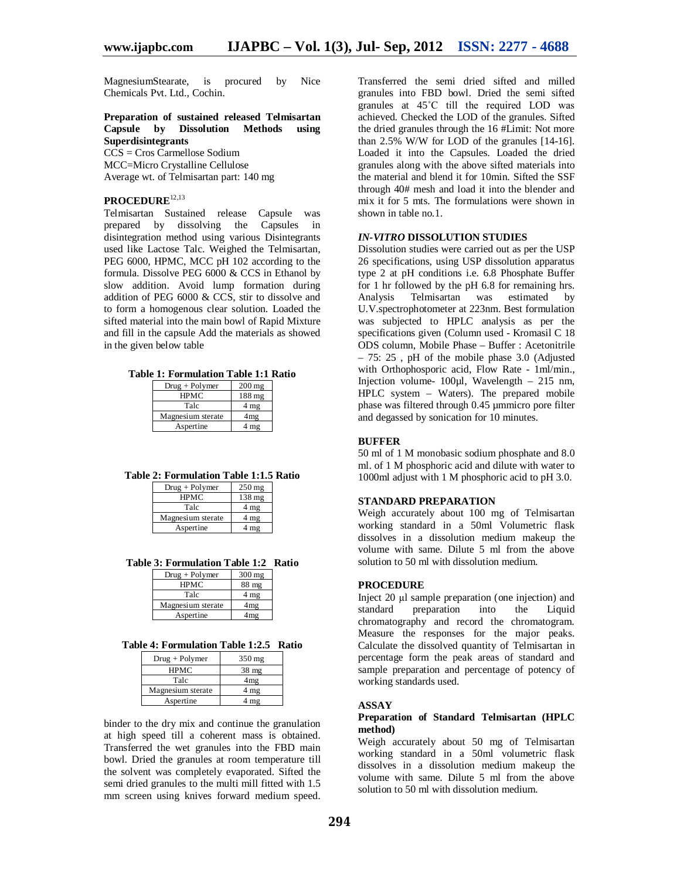MagnesiumStearate, is procured by Nice Chemicals Pvt. Ltd., Cochin.

**Preparation of sustained released Telmisartan Capsule by Dissolution Methods using Superdisintegrants**
CCS = Cros Carmellose Sodium
MCC=Micro Crystalline Cellulose
Average wt. of Telmisartan part: 140 mg

## PROCEDURE[12,13]

Telmisartan Sustained release Capsule was prepared by dissolving the Capsules in disintegration method using various Disintegrants used like Lactose Talc. Weighed the Telmisartan, PEG 6000, HPMC, MCC pH 102 according to the formula. Dissolve PEG 6000 & CCS in Ethanol by slow addition. Avoid lump formation during addition of PEG 6000 & CCS, stir to dissolve and to form a homogenous clear solution. Loaded the sifted material into the main bowl of Rapid Mixture and fill in the capsule Add the materials as showed in the given below table

**Table 1: Formulation Table 1:1 Ratio**

| Drug + Polymer | 200 mg |
|---|---|
| HPMC | 188 mg |
| Talc | 4 mg |
| Magnesium sterate | 4mg |
| Aspertine | 4 mg |

**Table 2: Formulation Table 1:1.5 Ratio**

| Drug + Polymer | 250 mg |
|---|---|
| HPMC | 138 mg |
| Talc | 4 mg |
| Magnesium sterate | 4 mg |
| Aspertine | 4 mg |

**Table 3: Formulation Table 1:2 Ratio**

| Drug + Polymer | 300 mg |
|---|---|
| HPMC | 88 mg |
| Talc | 4 mg |
| Magnesium sterate | 4mg |
| Aspertine | 4mg |

**Table 4: Formulation Table 1:2.5 Ratio**

| Drug + Polymer | 350 mg |
|---|---|
| HPMC | 38 mg |
| Talc | 4mg |
| Magnesium sterate | 4 mg |
| Aspertine | 4 mg |

binder to the dry mix and continue the granulation at high speed till a coherent mass is obtained. Transferred the wet granules into the FBD main bowl. Dried the granules at room temperature till the solvent was completely evaporated. Sifted the semi dried granules to the multi mill fitted with 1.5 mm screen using knives forward medium speed. Transferred the semi dried sifted and milled granules into FBD bowl. Dried the semi sifted granules at 45˚C till the required LOD was achieved. Checked the LOD of the granules. Sifted the dried granules through the 16 #Limit: Not more than 2.5% W/W for LOD of the granules [14-16]. Loaded it into the Capsules. Loaded the dried granules along with the above sifted materials into the material and blend it for 10min. Sifted the SSF through 40# mesh and load it into the blender and mix it for 5 mts. The formulations were shown in shown in table no.1.

## *IN-VITRO* DISSOLUTION STUDIES

Dissolution studies were carried out as per the USP 26 specifications, using USP dissolution apparatus type 2 at pH conditions i.e. 6.8 Phosphate Buffer for 1 hr followed by the pH 6.8 for remaining hrs. Analysis Telmisartan was estimated by U.V.spectrophotometer at 223nm. Best formulation was subjected to HPLC analysis as per the specifications given (Column used - Kromasil C 18 ODS column, Mobile Phase – Buffer : Acetonitrile – 75: 25 , pH of the mobile phase 3.0 (Adjusted with Orthophosporic acid, Flow Rate - 1ml/min., Injection volume- 100µl, Wavelength – 215 nm, HPLC system – Waters). The prepared mobile phase was filtered through 0.45 µmmicro pore filter and degassed by sonication for 10 minutes.

## BUFFER

50 ml of 1 M monobasic sodium phosphate and 8.0 ml. of 1 M phosphoric acid and dilute with water to 1000ml adjust with 1 M phosphoric acid to pH 3.0.

## STANDARD PREPARATION

Weigh accurately about 100 mg of Telmisartan working standard in a 50ml Volumetric flask dissolves in a dissolution medium makeup the volume with same. Dilute 5 ml from the above solution to 50 ml with dissolution medium.

## PROCEDURE

Inject 20 µl sample preparation (one injection) and standard preparation into the Liquid chromatography and record the chromatogram. Measure the responses for the major peaks. Calculate the dissolved quantity of Telmisartan in percentage form the peak areas of standard and sample preparation and percentage of potency of working standards used.

## ASSAY

### Preparation of Standard Telmisartan (HPLC method)

Weigh accurately about 50 mg of Telmisartan working standard in a 50ml volumetric flask dissolves in a dissolution medium makeup the volume with same. Dilute 5 ml from the above solution to 50 ml with dissolution medium.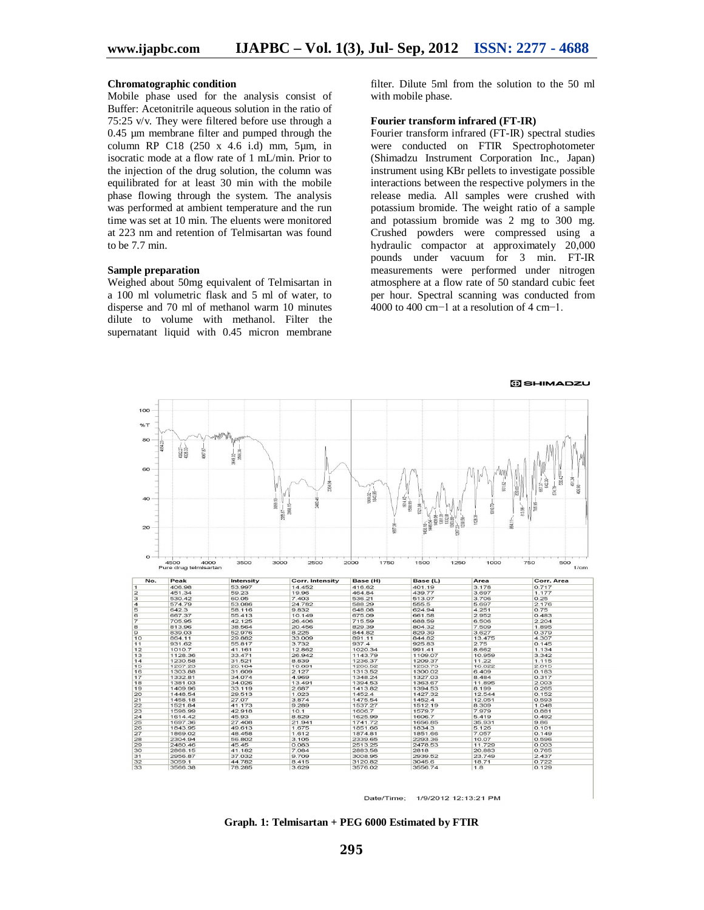### Chromatographic condition

Mobile phase used for the analysis consist of Buffer: Acetonitrile aqueous solution in the ratio of 75:25 v/v. They were filtered before use through a 0.45 µm membrane filter and pumped through the column RP C18 (250 x 4.6 i.d) mm, 5µm, in isocratic mode at a flow rate of 1 mL/min. Prior to the injection of the drug solution, the column was equilibrated for at least 30 min with the mobile phase flowing through the system. The analysis was performed at ambient temperature and the run time was set at 10 min. The eluents were monitored at 223 nm and retention of Telmisartan was found to be 7.7 min.

### Sample preparation

Weighed about 50mg equivalent of Telmisartan in a 100 ml volumetric flask and 5 ml of water, to disperse and 70 ml of methanol warm 10 minutes dilute to volume with methanol. Filter the supernatant liquid with 0.45 micron membrane filter. Dilute 5ml from the solution to the 50 ml with mobile phase.

### Fourier transform infrared (FT-IR)

Fourier transform infrared (FT-IR) spectral studies were conducted on FTIR Spectrophotometer (Shimadzu Instrument Corporation Inc., Japan) instrument using KBr pellets to investigate possible interactions between the respective polymers in the release media. All samples were crushed with potassium bromide. The weight ratio of a sample and potassium bromide was 2 mg to 300 mg. Crushed powders were compressed using a hydraulic compactor at approximately 20,000 pounds under vacuum for 3 min. FT-IR measurements were performed under nitrogen atmosphere at a flow rate of 50 standard cubic feet per hour. Spectral scanning was conducted from 4000 to 400 cm−1 at a resolution of 4 cm−1.

| No. | Peak | Intensity | Corr. Intensity | Base (H) | Base (L) | Area | Corr. Area |
|---|---|---|---|---|---|---|---|
| 1 | 406.98 | 53.997 | 14.452 | 416.62 | 401.19 | 3.178 | 0.717 |
| 2 | 451.34 | 59.23 | 19.96 | 464.84 | 439.77 | 3.697 | 1.177 |
| 3 | 530.42 | 60.05 | 7.403 | 536.21 | 513.07 | 3.706 | 0.25 |
| 4 | 574.79 | 53.086 | 24.782 | 588.29 | 555.5 | 5.697 | 2.176 |
| 5 | 642.3 | 58.116 | 9.832 | 648.08 | 624.94 | 4.251 | 0.75 |
| 6 | 667.37 | 55.413 | 10.149 | 675.09 | 661.58 | 2.952 | 0.483 |
| 7 | 705.95 | 42.125 | 26.406 | 715.59 | 688.59 | 6.506 | 2.204 |
| 8 | 813.96 | 38.564 | 20.456 | 829.39 | 804.32 | 7.509 | 1.895 |
| 9 | 839.03 | 52.976 | 8.225 | 844.82 | 829.39 | 3.627 | 0.379 |
| 10 | 864.11 | 29.882 | 33.009 | 891.11 | 844.82 | 13.475 | 4.307 |
| 11 | 931.62 | 55.817 | 3.732 | 937.4 | 925.83 | 2.75 | 0.145 |
| 12 | 1010.7 | 41.161 | 12.862 | 1020.34 | 991.41 | 8.662 | 1.134 |
| 13 | 1128.36 | 33.471 | 26.942 | 1143.79 | 1109.07 | 10.959 | 3.342 |
| 14 | 1230.58 | 31.521 | 8.839 | 1236.37 | 1209.37 | 11.22 | 1.115 |
| 15 | 1267.23 | 20.104 | 10.091 | 1290.52 | 1253.73 | 16.022 | 2.015 |
| 16 | 1303.88 | 31.609 | 2.127 | 1313.52 | 1300.02 | 6.409 | 0.183 |
| 17 | 1332.81 | 34.074 | 4.969 | 1348.24 | 1327.03 | 8.484 | 0.317 |
| 18 | 1381.03 | 34.026 | 13.491 | 1394.53 | 1363.67 | 11.895 | 2.003 |
| 19 | 1409.96 | 33.119 | 2.687 | 1413.82 | 1394.53 | 8.199 | 0.265 |
| 20 | 1448.54 | 29.513 | 8.544 | 1452.4 | 1427.32 | 12.544 | 0.152 |
| 21 | 1458.18 | 27.07 | 3.874 | 1475.54 | 1452.4 | 12.051 | 0.593 |
| 22 | 1521.84 | 41.173 | 9.289 | 1537.27 | 1512.19 | 8.309 | 1.048 |
| 23 | 1598.99 | 42.918 | 10.1 | 1606.7 | 1579.7 | 7.979 | 0.881 |
| 24 | 1614.42 | 45.93 | 8.829 | 1625.99 | 1606.7 | 5.419 | 0.492 |
| 25 | 1697.36 | 27.408 | 21.941 | 1741.72 | 1656.85 | 35.931 | 9.86 |
| 26 | 1843.95 | 49.613 | 1.675 | 1851.66 | 1834.3 | 5.126 | 0.101 |
| 27 | 1869.02 | 48.458 | 1.612 | 1874.81 | 1851.66 | 7.057 | 0.149 |
| 28 | 2304.94 | 56.802 | 3.105 | 2339.65 | 2293.36 | 10.07 | 0.596 |
| 29 | 2480.46 | 45.45 | 0.083 | 2513.25 | 2478.53 | 11.729 | 0.003 |
| 30 | 2868.15 | 41.182 | 7.084 | 2883.58 | 2818 | 20.883 | 0.765 |
| 31 | 2956.87 | 37.032 | 9.709 | 3008.95 | 2939.52 | 23.749 | 2.437 |
| 32 | 3059.1 | 44.782 | 8.415 | 3120.82 | 3045.6 | 18.71 | 0.722 |
| 33 | 3566.38 | 78.285 | 3.629 | 3576.02 | 3556.74 | 1.8 | 0.129 |

Date/Time; 1/9/2012 12:13:21 PM

**Graph. 1: Telmisartan + PEG 6000 Estimated by FTIR**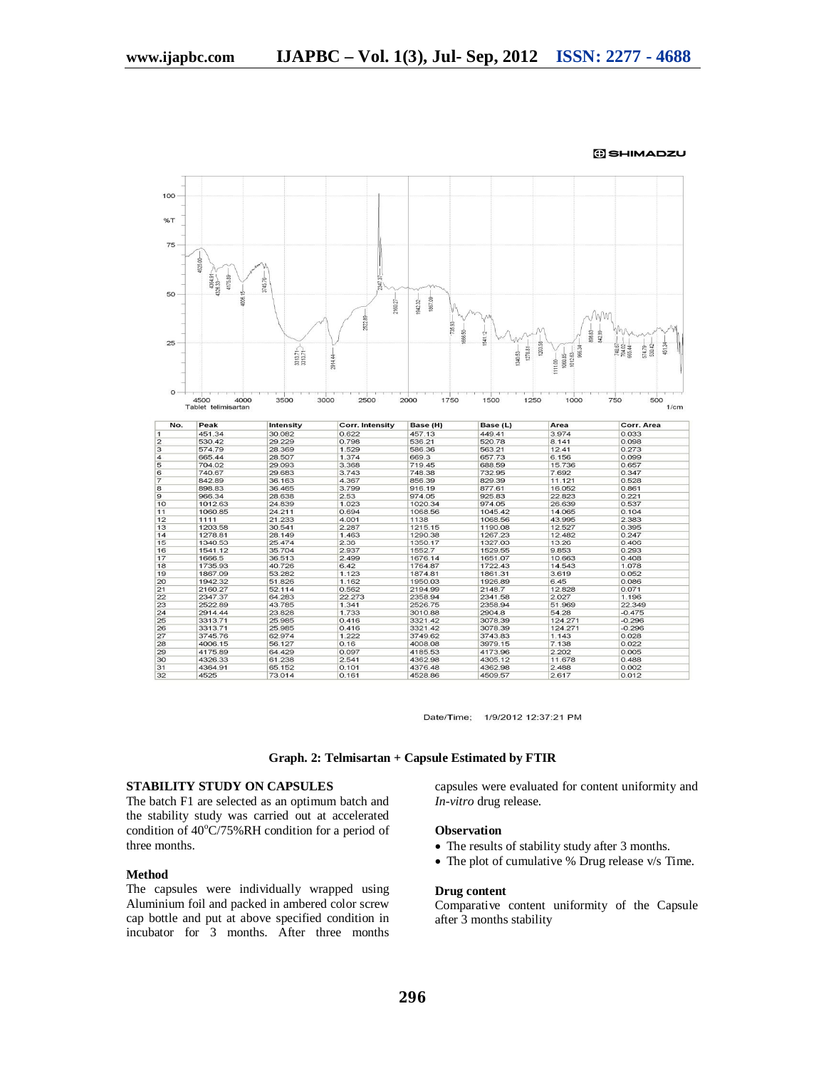| No. | Peak | Intensity | Corr. Intensity | Base (H) | Base (L) | Area | Corr. Area |
|---|---|---|---|---|---|---|---|
| 1 | 451.34 | 30.082 | 0.622 | 457.13 | 449.41 | 3.974 | 0.033 |
| 2 | 530.42 | 29.229 | 0.798 | 536.21 | 520.78 | 8.141 | 0.098 |
| 3 | 574.79 | 28.369 | 1.529 | 586.36 | 563.21 | 12.41 | 0.273 |
| 4 | 665.44 | 28.507 | 1.374 | 669.3 | 657.73 | 6.156 | 0.099 |
| 5 | 704.02 | 29.093 | 3.368 | 719.45 | 688.59 | 15.736 | 0.657 |
| 6 | 740.67 | 29.683 | 3.743 | 748.38 | 732.95 | 7.692 | 0.347 |
| 7 | 842.89 | 36.163 | 4.367 | 856.39 | 829.39 | 11.121 | 0.528 |
| 8 | 898.83 | 36.465 | 3.799 | 916.19 | 877.61 | 16.052 | 0.861 |
| 9 | 966.34 | 28.638 | 2.53 | 974.05 | 925.83 | 22.823 | 0.221 |
| 10 | 1012.63 | 24.839 | 1.023 | 1020.34 | 974.05 | 26.639 | 0.537 |
| 11 | 1060.85 | 24.211 | 0.694 | 1068.56 | 1045.42 | 14.065 | 0.104 |
| 12 | 1111 | 21.233 | 4.001 | 1138 | 1068.56 | 43.995 | 2.383 |
| 13 | 1203.58 | 30.541 | 2.287 | 1215.15 | 1190.08 | 12.527 | 0.395 |
| 14 | 1278.81 | 28.149 | 1.463 | 1290.38 | 1267.23 | 12.482 | 0.247 |
| 15 | 1340.53 | 25.474 | 2.38 | 1350.17 | 1327.03 | 13.26 | 0.406 |
| 16 | 1541.12 | 35.704 | 2.937 | 1552.7 | 1529.55 | 9.853 | 0.293 |
| 17 | 1666.5 | 36.513 | 2.499 | 1676.14 | 1651.07 | 10.663 | 0.408 |
| 18 | 1735.93 | 40.726 | 6.42 | 1764.87 | 1722.43 | 14.543 | 1.078 |
| 19 | 1867.09 | 53.282 | 1.123 | 1874.81 | 1861.31 | 3.619 | 0.052 |
| 20 | 1942.32 | 51.826 | 1.162 | 1950.03 | 1926.89 | 6.45 | 0.086 |
| 21 | 2160.27 | 52.114 | 0.562 | 2194.99 | 2148.7 | 12.828 | 0.071 |
| 22 | 2347.37 | 64.283 | 22.273 | 2358.94 | 2341.58 | 2.027 | 1.196 |
| 23 | 2522.89 | 43.785 | 1.341 | 2526.75 | 2358.94 | 51.969 | 22.349 |
| 24 | 2914.44 | 23.828 | 1.733 | 3010.88 | 2904.8 | 54.28 | -0.475 |
| 25 | 3313.71 | 25.985 | 0.416 | 3321.42 | 3078.39 | 124.271 | -0.296 |
| 26 | 3313.71 | 25.985 | 0.416 | 3321.42 | 3078.39 | 124.271 | -0.296 |
| 27 | 3745.76 | 62.974 | 1.222 | 3749.62 | 3743.83 | 1.143 | 0.028 |
| 28 | 4006.15 | 56.127 | 0.16 | 4008.08 | 3979.15 | 7.138 | 0.022 |
| 29 | 4175.89 | 64.429 | 0.097 | 4185.53 | 4173.96 | 2.202 | 0.005 |
| 30 | 4326.33 | 61.238 | 2.541 | 4362.98 | 4305.12 | 11.678 | 0.488 |
| 31 | 4364.91 | 65.152 | 0.101 | 4376.48 | 4362.98 | 2.488 | 0.002 |
| 32 | 4525 | 73.014 | 0.161 | 4528.86 | 4509.57 | 2.617 | 0.012 |

Date/Time; 1/9/2012 12:37:21 PM

**Graph. 2: Telmisartan + Capsule Estimated by FTIR**

### STABILITY STUDY ON CAPSULES

The batch F1 are selected as an optimum batch and the stability study was carried out at accelerated condition of 40°C/75%RH condition for a period of three months.

### Method

The capsules were individually wrapped using Aluminium foil and packed in ambered color screw cap bottle and put at above specified condition in incubator for 3 months. After three months capsules were evaluated for content uniformity and *In-vitro* drug release.

### Observation

- The results of stability study after 3 months.
- The plot of cumulative % Drug release v/s Time.

### Drug content

Comparative content uniformity of the Capsule after 3 months stability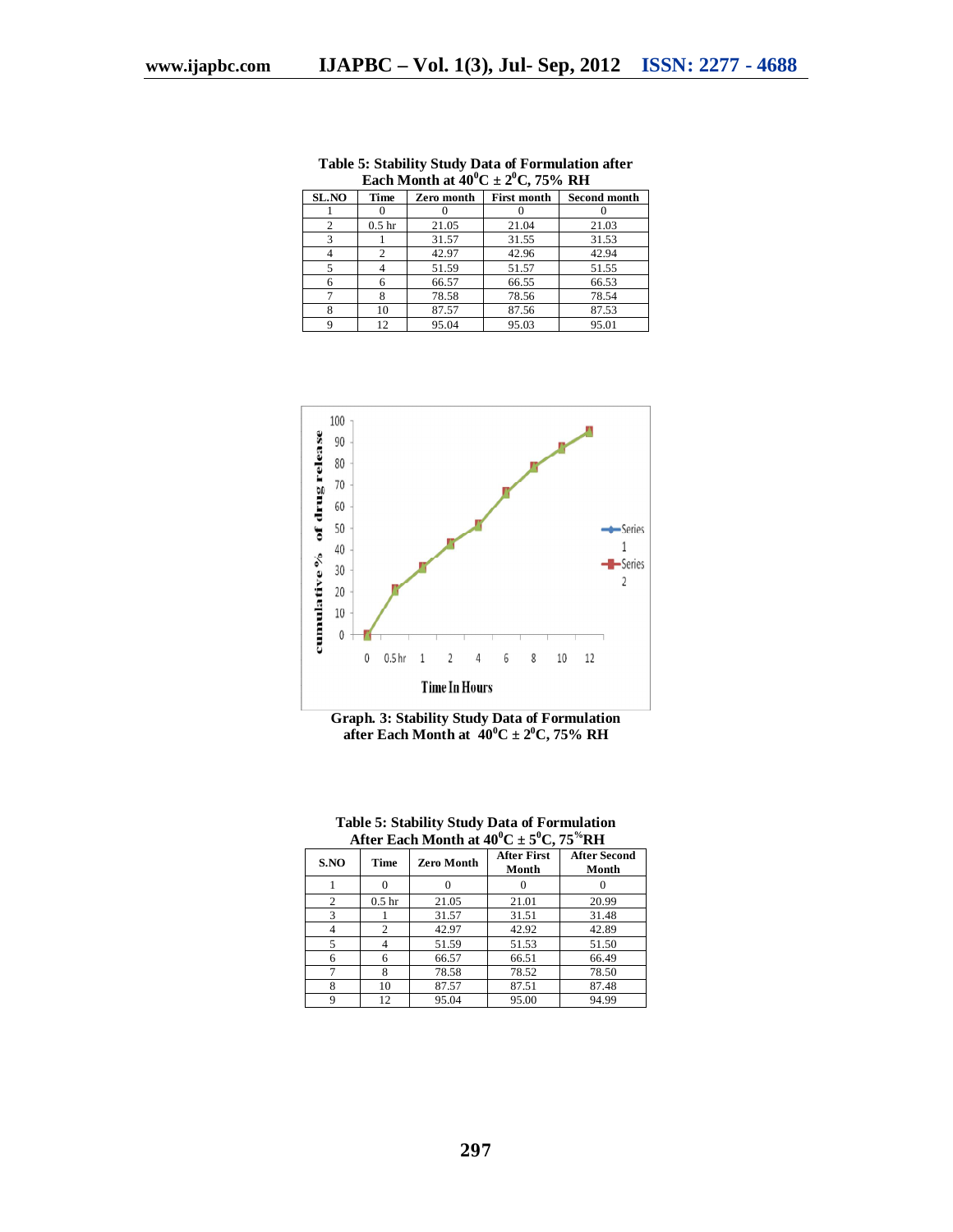**Table 5: Stability Study Data of Formulation after Each Month at $40^0C \pm 2^0C$, 75% RH**

| SL.NO | Time | Zero month | First month | Second month |
|---|---|---|---|---|
| 1 | 0 | 0 | 0 | 0 |
| 2 | 0.5 hr | 21.05 | 21.04 | 21.03 |
| 3 | 1 | 31.57 | 31.55 | 31.53 |
| 4 | 2 | 42.97 | 42.96 | 42.94 |
| 5 | 4 | 51.59 | 51.57 | 51.55 |
| 6 | 6 | 66.57 | 66.55 | 66.53 |
| 7 | 8 | 78.58 | 78.56 | 78.54 |
| 8 | 10 | 87.57 | 87.56 | 87.53 |
| 9 | 12 | 95.04 | 95.03 | 95.01 |

**Graph. 3: Stability Study Data of Formulation after Each Month at $40^0C \pm 2^0C$, 75% RH**

**Table 5: Stability Study Data of Formulation After Each Month at $40^0C \pm 5^0C$, 75%RH**

| S.NO | Time | Zero Month | After First Month | After Second Month |
|---|---|---|---|---|
| 1 | 0 | 0 | 0 | 0 |
| 2 | 0.5 hr | 21.05 | 21.01 | 20.99 |
| 3 | 1 | 31.57 | 31.51 | 31.48 |
| 4 | 2 | 42.97 | 42.92 | 42.89 |
| 5 | 4 | 51.59 | 51.53 | 51.50 |
| 6 | 6 | 66.57 | 66.51 | 66.49 |
| 7 | 8 | 78.58 | 78.52 | 78.50 |
| 8 | 10 | 87.57 | 87.51 | 87.48 |
| 9 | 12 | 95.04 | 95.00 | 94.99 |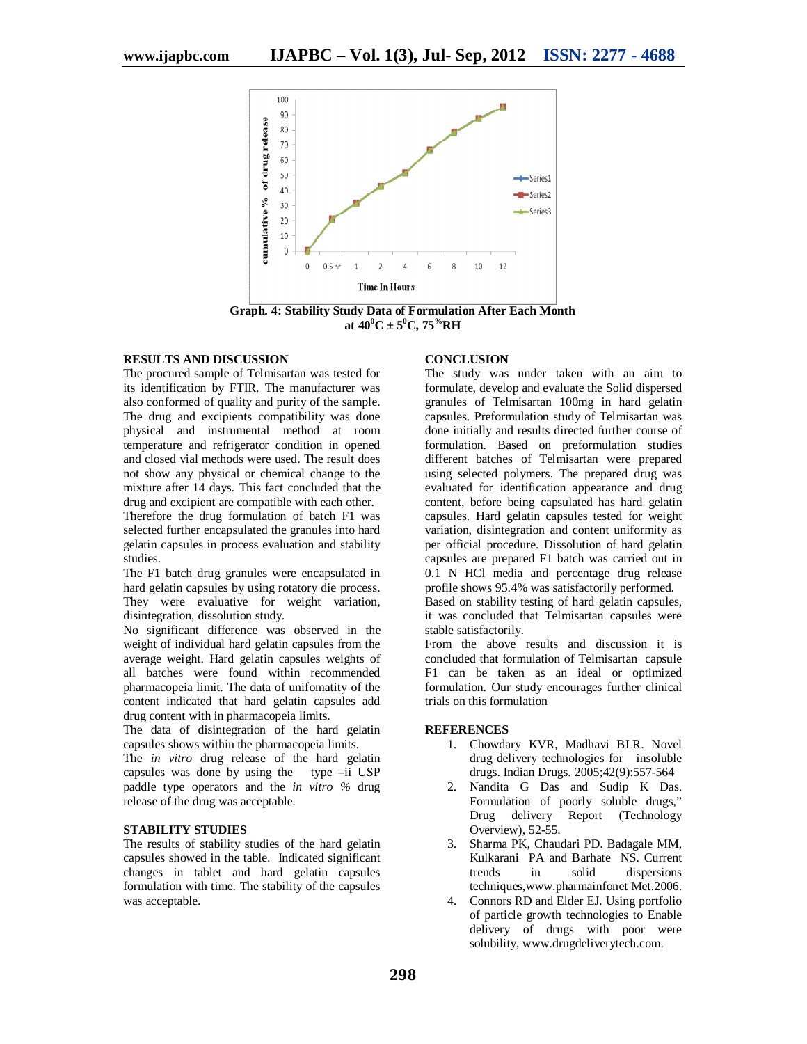Graph. 4: Stability Study Data of Formulation After Each Month at $40^0C \pm 5^0C$, $75^{\%}RH$

## RESULTS AND DISCUSSION

The procured sample of Telmisartan was tested for its identification by FTIR. The manufacturer was also conformed of quality and purity of the sample. The drug and excipients compatibility was done physical and instrumental method at room temperature and refrigerator condition in opened and closed vial methods were used. The result does not show any physical or chemical change to the mixture after 14 days. This fact concluded that the drug and excipient are compatible with each other.

Therefore the drug formulation of batch F1 was selected further encapsulated the granules into hard gelatin capsules in process evaluation and stability studies.

The F1 batch drug granules were encapsulated in hard gelatin capsules by using rotatory die process. They were evaluative for weight variation, disintegration, dissolution study.

No significant difference was observed in the weight of individual hard gelatin capsules from the average weight. Hard gelatin capsules weights of all batches were found within recommended pharmacopeia limit. The data of unifomatity of the content indicated that hard gelatin capsules add drug content with in pharmacopeia limits.

The data of disintegration of the hard gelatin capsules shows within the pharmacopeia limits.

The *in vitro* drug release of the hard gelatin capsules was done by using the type –ii USP paddle type operators and the *in vitro %* drug release of the drug was acceptable.

## STABILITY STUDIES

The results of stability studies of the hard gelatin capsules showed in the table. Indicated significant changes in tablet and hard gelatin capsules formulation with time. The stability of the capsules was acceptable.

## CONCLUSION

The study was under taken with an aim to formulate, develop and evaluate the Solid dispersed granules of Telmisartan 100mg in hard gelatin capsules. Preformulation study of Telmisartan was done initially and results directed further course of formulation. Based on preformulation studies different batches of Telmisartan were prepared using selected polymers. The prepared drug was evaluated for identification appearance and drug content, before being capsulated has hard gelatin capsules. Hard gelatin capsules tested for weight variation, disintegration and content uniformity as per official procedure. Dissolution of hard gelatin capsules are prepared F1 batch was carried out in 0.1 N HCl media and percentage drug release profile shows 95.4% was satisfactorily performed.

Based on stability testing of hard gelatin capsules, it was concluded that Telmisartan capsules were stable satisfactorily.

From the above results and discussion it is concluded that formulation of Telmisartan capsule F1 can be taken as an ideal or optimized formulation. Our study encourages further clinical trials on this formulation

## REFERENCES

1. Chowdary KVR, Madhavi BLR. Novel drug delivery technologies for insoluble drugs. Indian Drugs. 2005;42(9):557-564
2. Nandita G Das and Sudip K Das. Formulation of poorly soluble drugs," Drug delivery Report (Technology Overview), 52-55.
3. Sharma PK, Chaudari PD. Badagale MM, Kulkarani PA and Barhate NS. Current trends in solid dispersions techniques,www.pharmainfonet Met.2006.
4. Connors RD and Elder EJ. Using portfolio of particle growth technologies to Enable delivery of drugs with poor were solubility, www.drugdeliverytech.com.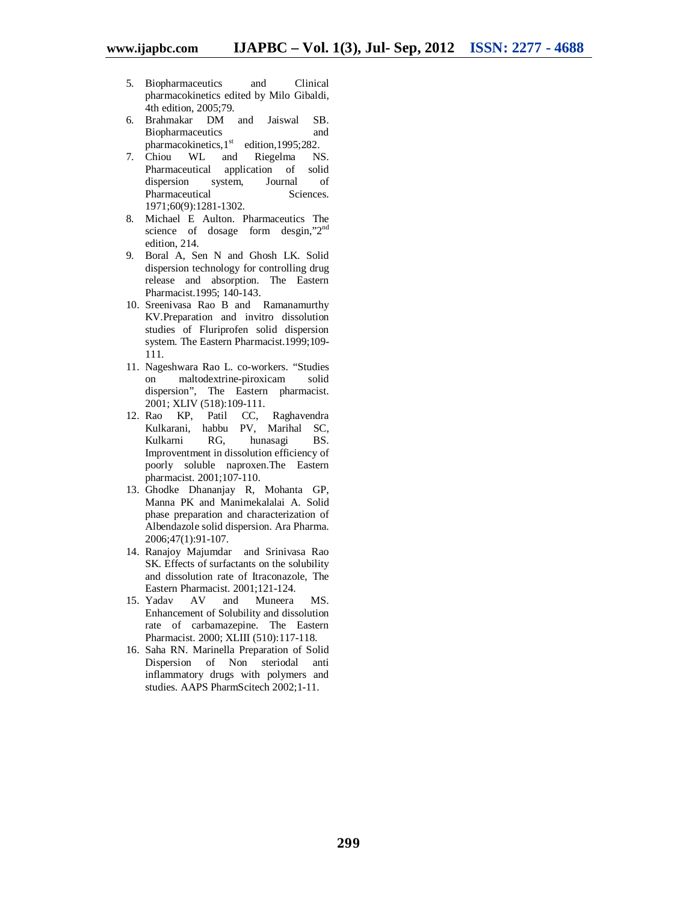5. Biopharmaceutics and Clinical pharmacokinetics edited by Milo Gibaldi, 4th edition, 2005;79.
6. Brahmakar DM and Jaiswal SB. Biopharmaceutics and pharmacokinetics,1st edition,1995;282.
7. Chiou WL and Riegelma NS. Pharmaceutical application of solid dispersion system, Journal of Pharmaceutical Sciences. 1971;60(9):1281-1302.
8. Michael E Aulton. Pharmaceutics The science of dosage form desgin,"2nd edition, 214.
9. Boral A, Sen N and Ghosh LK. Solid dispersion technology for controlling drug release and absorption. The Eastern Pharmacist.1995; 140-143.
10. Sreenivasa Rao B and Ramanamurthy KV.Preparation and invitro dissolution studies of Fluriprofen solid dispersion system. The Eastern Pharmacist.1999;109-111.
11. Nageshwara Rao L. co-workers. "Studies on maltodextrine-piroxicam solid dispersion", The Eastern pharmacist. 2001; XLIV (518):109-111.
12. Rao KP, Patil CC, Raghavendra Kulkarani, habbu PV, Marihal SC, Kulkarni RG, hunasagi BS. Improventment in dissolution efficiency of poorly soluble naproxen.The Eastern pharmacist. 2001;107-110.
13. Ghodke Dhananjay R, Mohanta GP, Manna PK and Manimekalalai A. Solid phase preparation and characterization of Albendazole solid dispersion. Ara Pharma. 2006;47(1):91-107.
14. Ranajoy Majumdar and Srinivasa Rao SK. Effects of surfactants on the solubility and dissolution rate of Itraconazole, The Eastern Pharmacist. 2001;121-124.
15. Yadav AV and Muneera MS. Enhancement of Solubility and dissolution rate of carbamazepine. The Eastern Pharmacist. 2000; XLIII (510):117-118.
16. Saha RN. Marinella Preparation of Solid Dispersion of Non steriodal anti inflammatory drugs with polymers and studies. AAPS PharmScitech 2002;1-11.